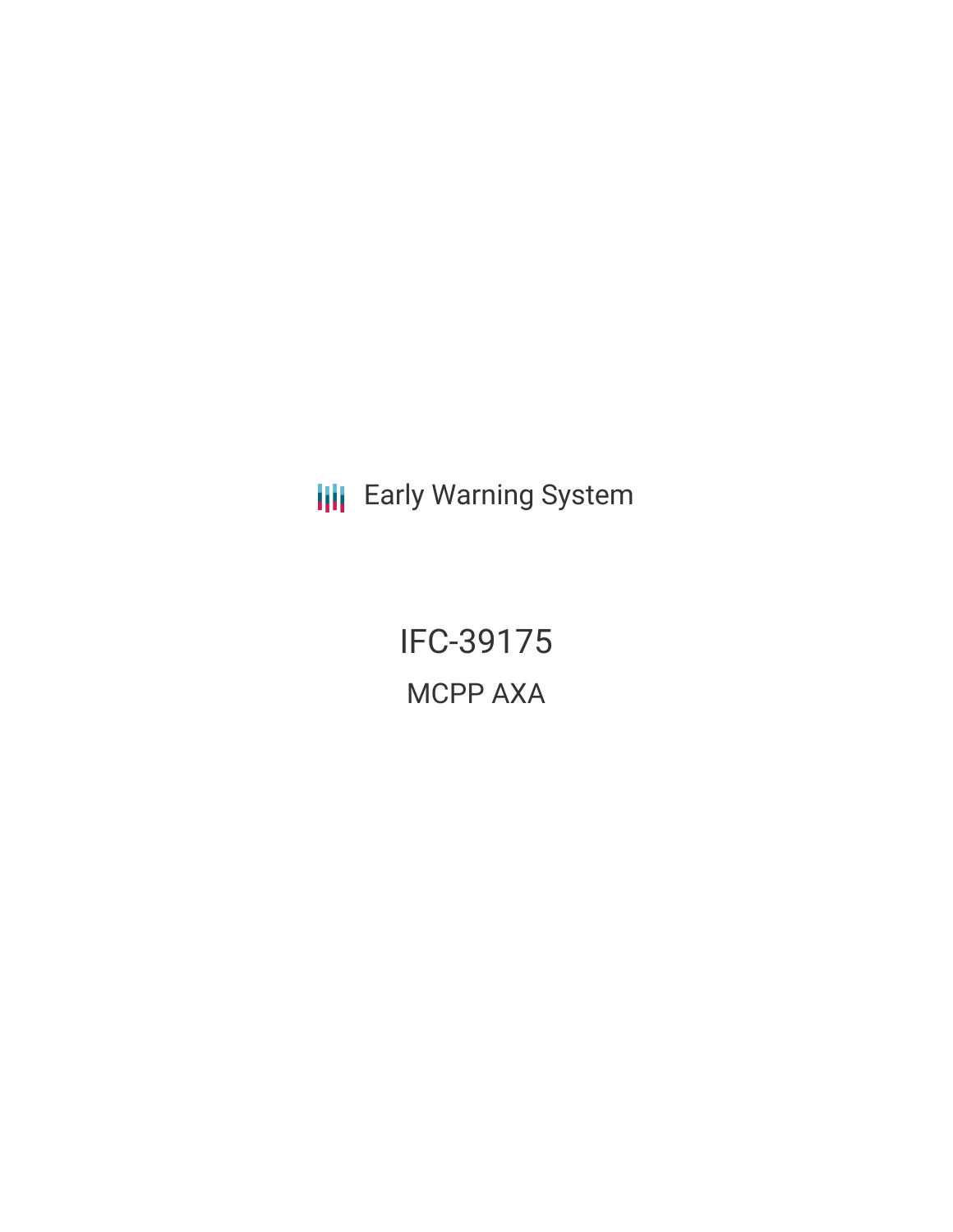Early Warning System

# IFC-39175

## MCPP AXA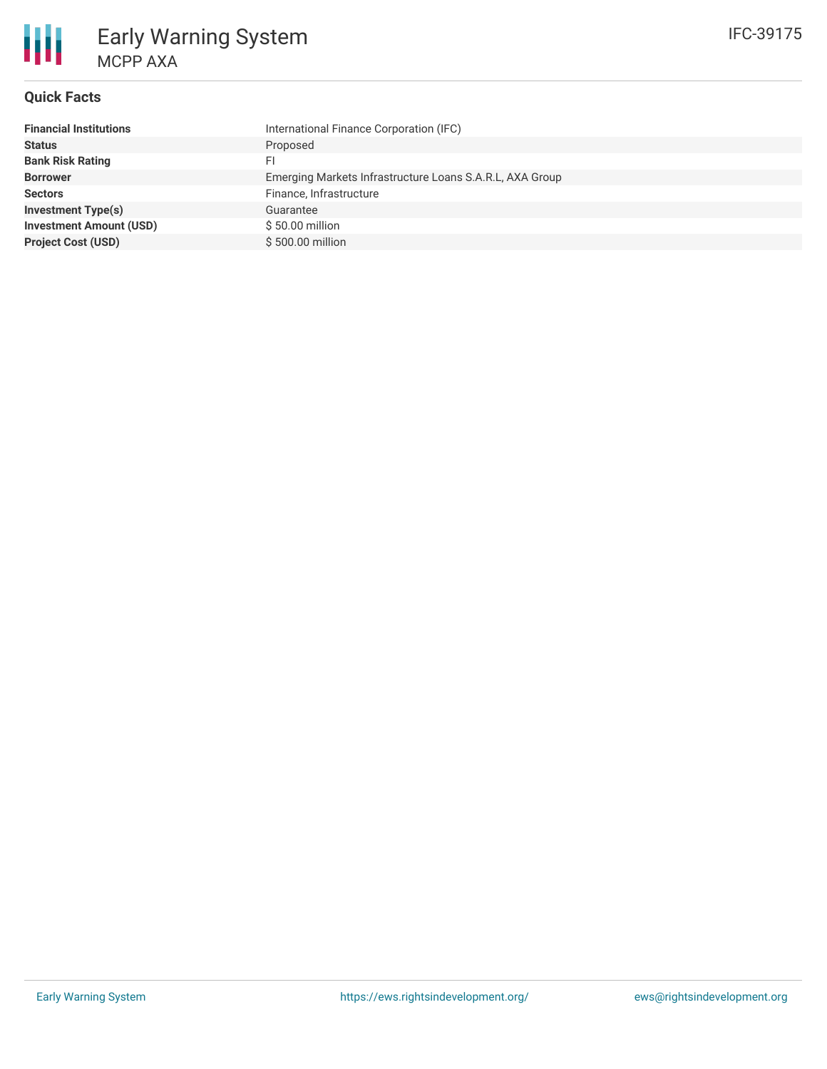# Early Warning System

## MCPP AXA

IFC-39175

### Quick Facts

| | |
|---|---|
| **Financial Institutions** | International Finance Corporation (IFC) |
| **Status** | Proposed |
| **Bank Risk Rating** | FI |
| **Borrower** | Emerging Markets Infrastructure Loans S.A.R.L, AXA Group |
| **Sectors** | Finance, Infrastructure |
| **Investment Type(s)** | Guarantee |
| **Investment Amount (USD)** | $ 50.00 million |
| **Project Cost (USD)** | $ 500.00 million |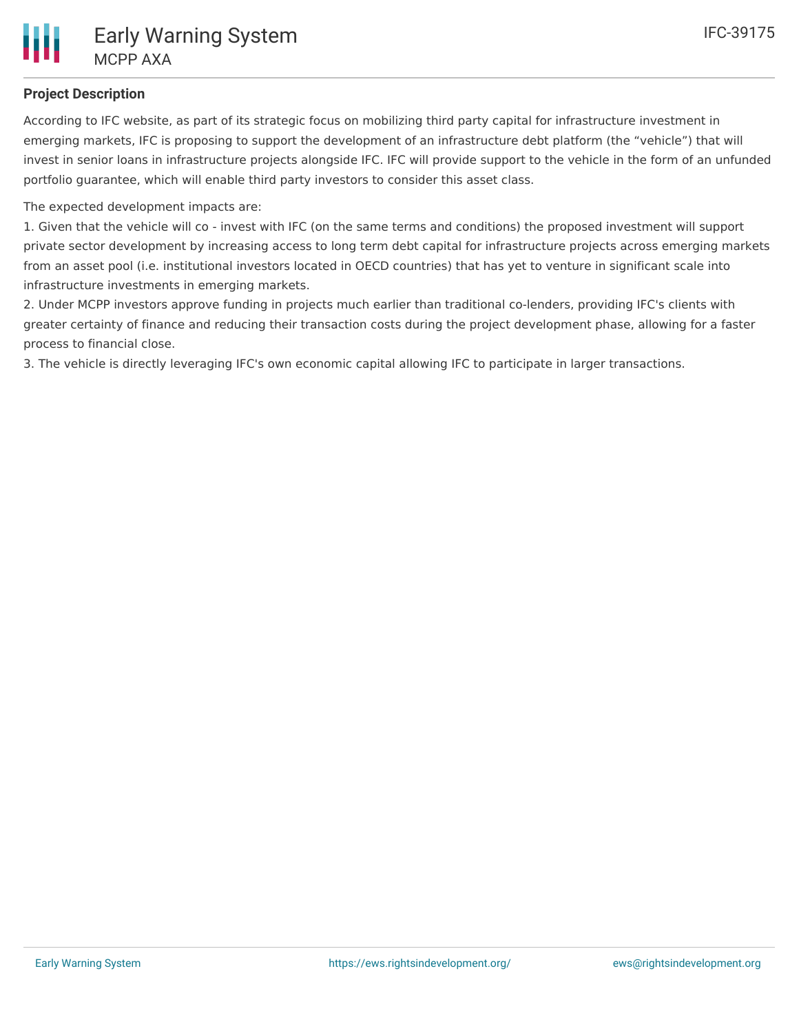## Project Description

According to IFC website, as part of its strategic focus on mobilizing third party capital for infrastructure investment in emerging markets, IFC is proposing to support the development of an infrastructure debt platform (the "vehicle") that will invest in senior loans in infrastructure projects alongside IFC. IFC will provide support to the vehicle in the form of an unfunded portfolio guarantee, which will enable third party investors to consider this asset class.

The expected development impacts are:

1. Given that the vehicle will co - invest with IFC (on the same terms and conditions) the proposed investment will support private sector development by increasing access to long term debt capital for infrastructure projects across emerging markets from an asset pool (i.e. institutional investors located in OECD countries) that has yet to venture in significant scale into infrastructure investments in emerging markets.
2. Under MCPP investors approve funding in projects much earlier than traditional co-lenders, providing IFC's clients with greater certainty of finance and reducing their transaction costs during the project development phase, allowing for a faster process to financial close.
3. The vehicle is directly leveraging IFC's own economic capital allowing IFC to participate in larger transactions.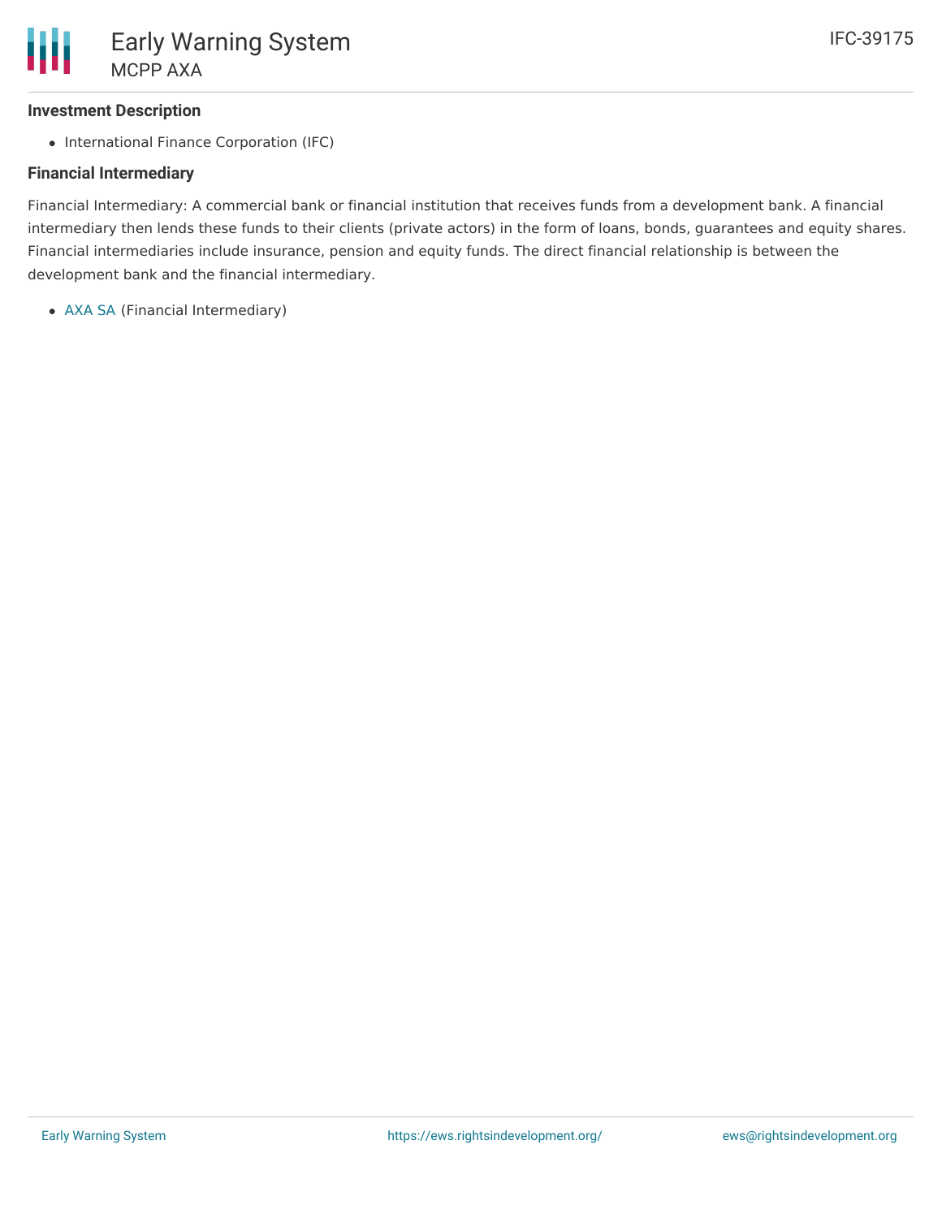### Investment Description

- International Finance Corporation (IFC)

### Financial Intermediary

Financial Intermediary: A commercial bank or financial institution that receives funds from a development bank. A financial intermediary then lends these funds to their clients (private actors) in the form of loans, bonds, guarantees and equity shares. Financial intermediaries include insurance, pension and equity funds. The direct financial relationship is between the development bank and the financial intermediary.

- AXA SA (Financial Intermediary)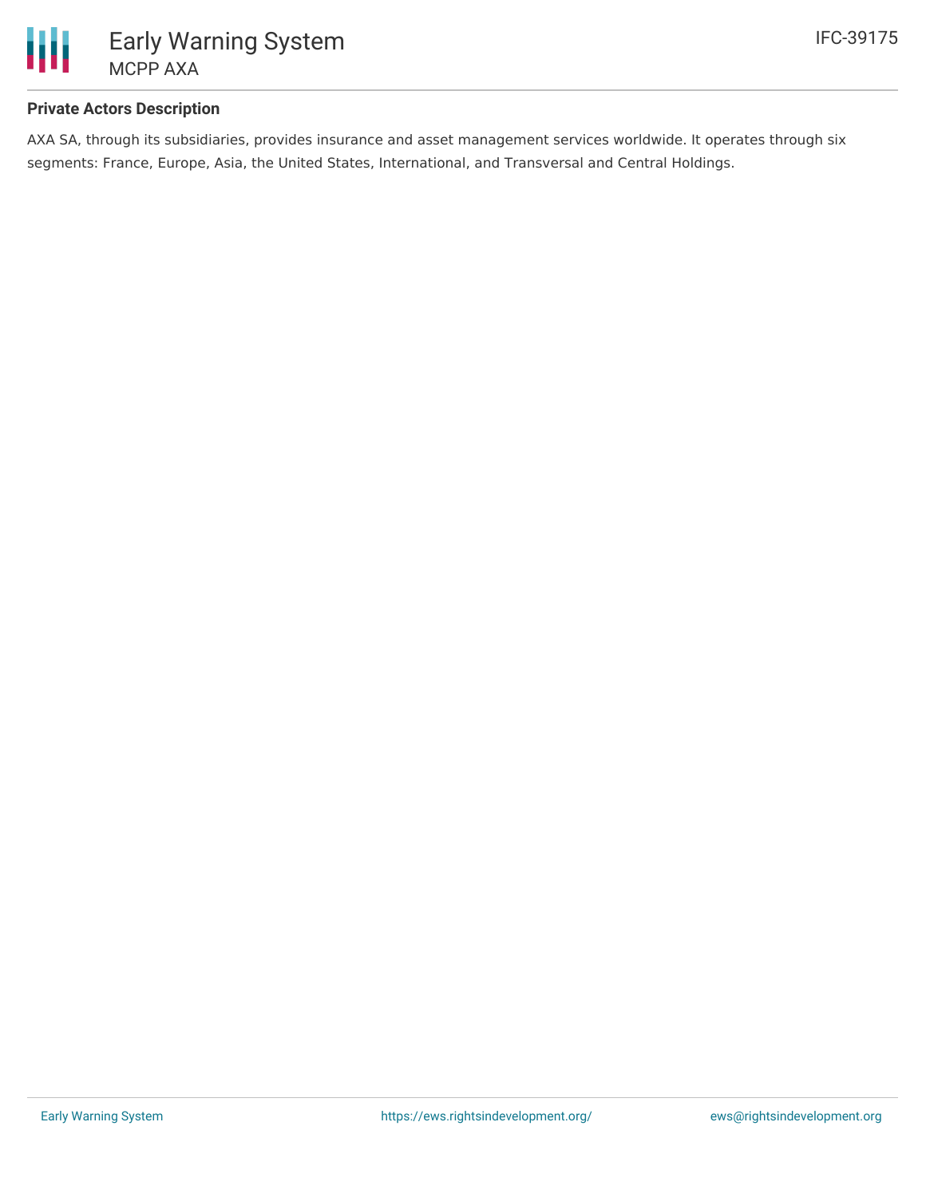**Private Actors Description**

AXA SA, through its subsidiaries, provides insurance and asset management services worldwide. It operates through six segments: France, Europe, Asia, the United States, International, and Transversal and Central Holdings.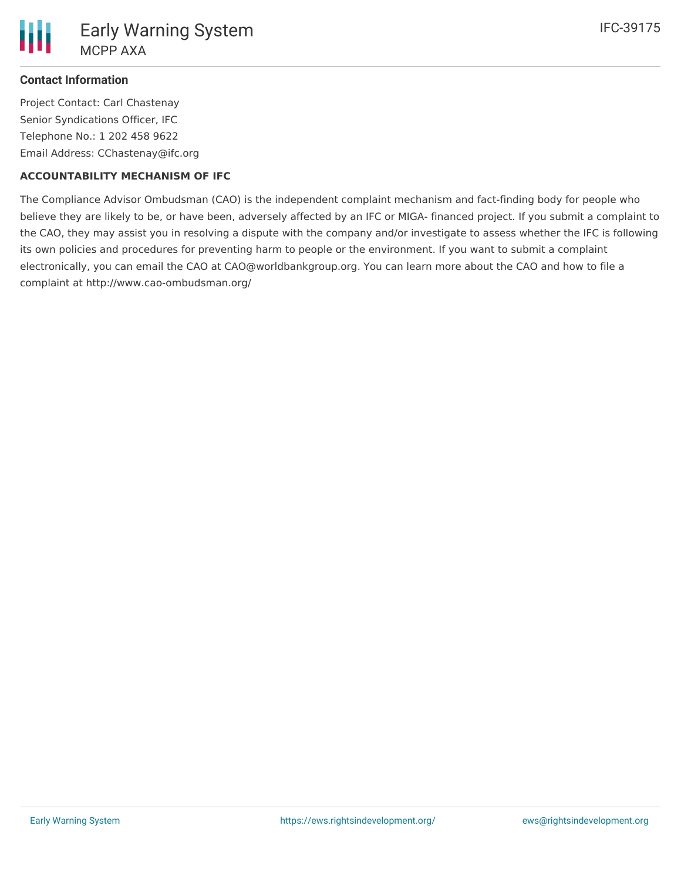### Contact Information

Project Contact: Carl Chastenay
Senior Syndications Officer, IFC
Telephone No.: 1 202 458 9622
Email Address: CChastenay@ifc.org

**ACCOUNTABILITY MECHANISM OF IFC**

The Compliance Advisor Ombudsman (CAO) is the independent complaint mechanism and fact-finding body for people who believe they are likely to be, or have been, adversely affected by an IFC or MIGA- financed project. If you submit a complaint to the CAO, they may assist you in resolving a dispute with the company and/or investigate to assess whether the IFC is following its own policies and procedures for preventing harm to people or the environment. If you want to submit a complaint electronically, you can email the CAO at CAO@worldbankgroup.org. You can learn more about the CAO and how to file a complaint at http://www.cao-ombudsman.org/